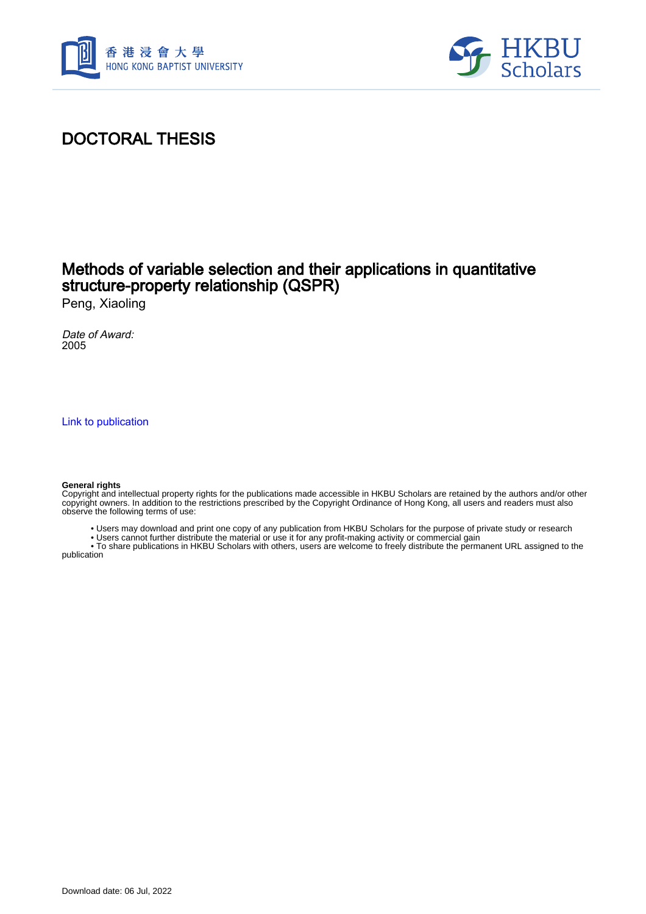香港浸會大學
HONG KONG BAPTIST UNIVERSITY

HKBU Scholars

# DOCTORAL THESIS

## Methods of variable selection and their applications in quantitative structure-property relationship (QSPR)

Peng, Xiaoling

*Date of Award:*
2005

Link to publication

**General rights**
Copyright and intellectual property rights for the publications made accessible in HKBU Scholars are retained by the authors and/or other copyright owners. In addition to the restrictions prescribed by the Copyright Ordinance of Hong Kong, all users and readers must also observe the following terms of use:

- Users may download and print one copy of any publication from HKBU Scholars for the purpose of private study or research
- Users cannot further distribute the material or use it for any profit-making activity or commercial gain
- To share publications in HKBU Scholars with others, users are welcome to freely distribute the permanent URL assigned to the publication

Download date: 06 Jul, 2022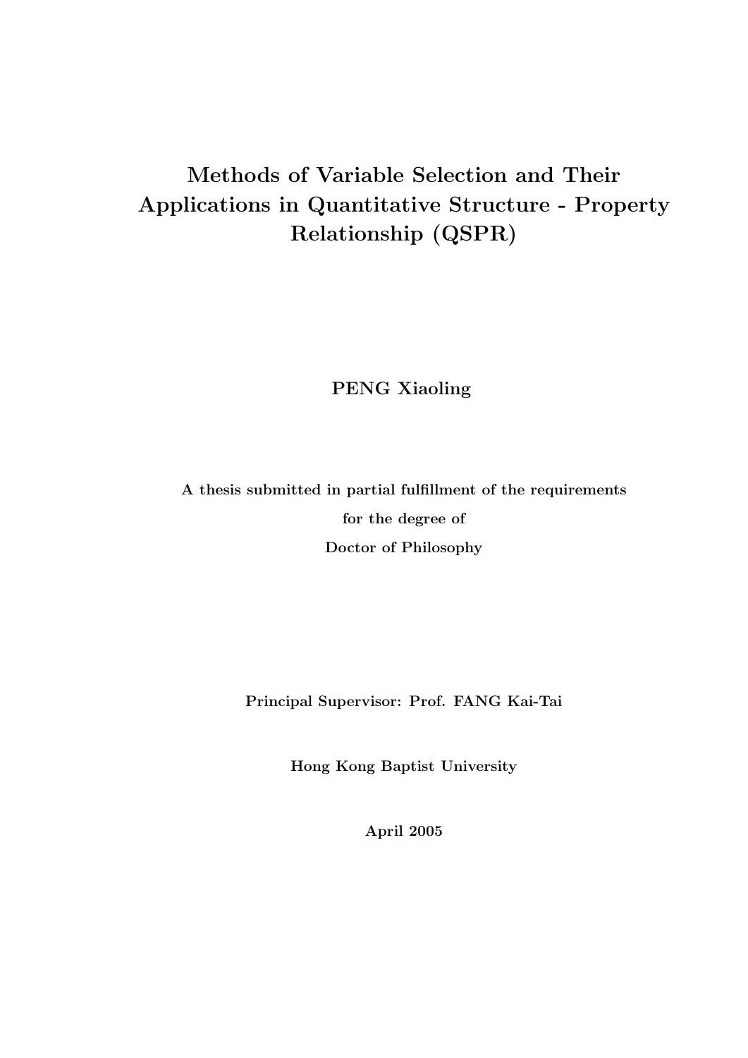# Methods of Variable Selection and Their Applications in Quantitative Structure - Property Relationship (QSPR)

**PENG Xiaoling**

**A thesis submitted in partial fulfillment of the requirements for the degree of Doctor of Philosophy**

**Principal Supervisor: Prof. FANG Kai-Tai**

**Hong Kong Baptist University**

**April 2005**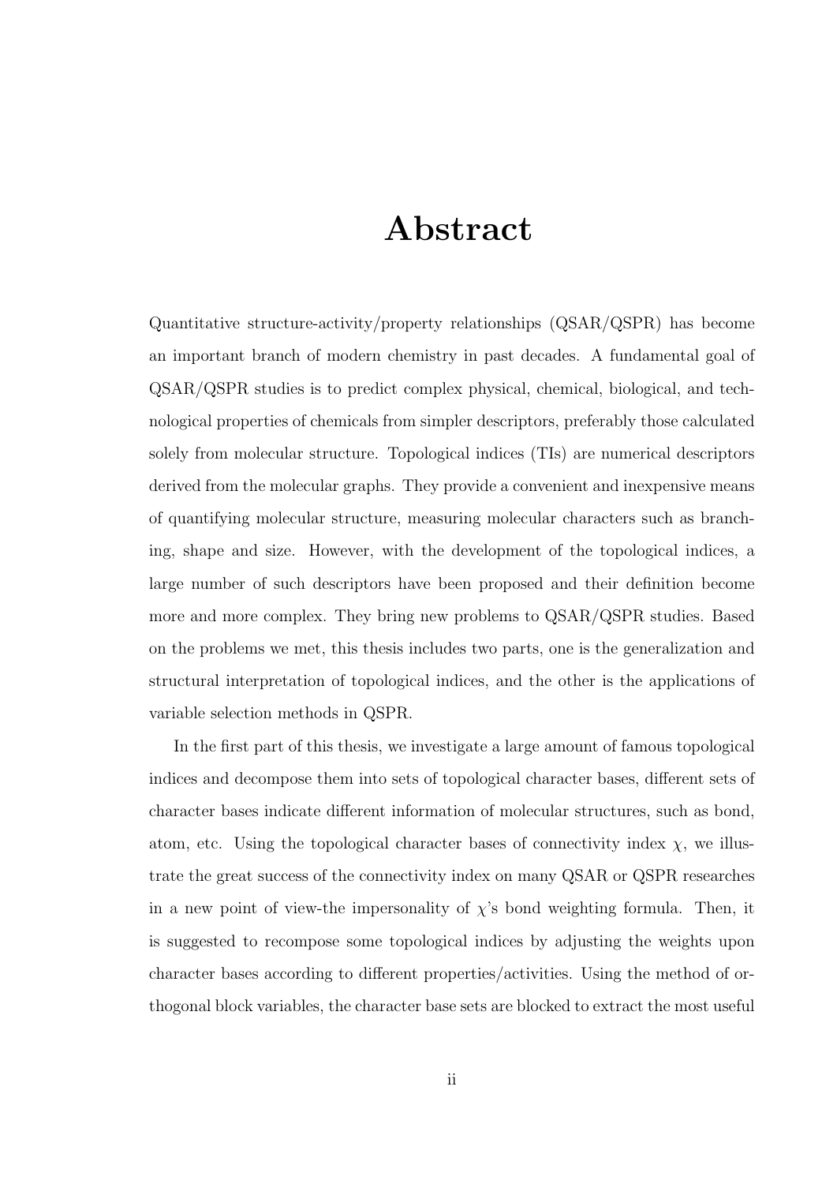# Abstract

Quantitative structure-activity/property relationships (QSAR/QSPR) has become an important branch of modern chemistry in past decades. A fundamental goal of QSAR/QSPR studies is to predict complex physical, chemical, biological, and technological properties of chemicals from simpler descriptors, preferably those calculated solely from molecular structure. Topological indices (TIs) are numerical descriptors derived from the molecular graphs. They provide a convenient and inexpensive means of quantifying molecular structure, measuring molecular characters such as branching, shape and size. However, with the development of the topological indices, a large number of such descriptors have been proposed and their definition become more and more complex. They bring new problems to QSAR/QSPR studies. Based on the problems we met, this thesis includes two parts, one is the generalization and structural interpretation of topological indices, and the other is the applications of variable selection methods in QSPR.

In the first part of this thesis, we investigate a large amount of famous topological indices and decompose them into sets of topological character bases, different sets of character bases indicate different information of molecular structures, such as bond, atom, etc. Using the topological character bases of connectivity index $\chi$, we illustrate the great success of the connectivity index on many QSAR or QSPR researches in a new point of view-the impersonality of $\chi$'s bond weighting formula. Then, it is suggested to recompose some topological indices by adjusting the weights upon character bases according to different properties/activities. Using the method of orthogonal block variables, the character base sets are blocked to extract the most useful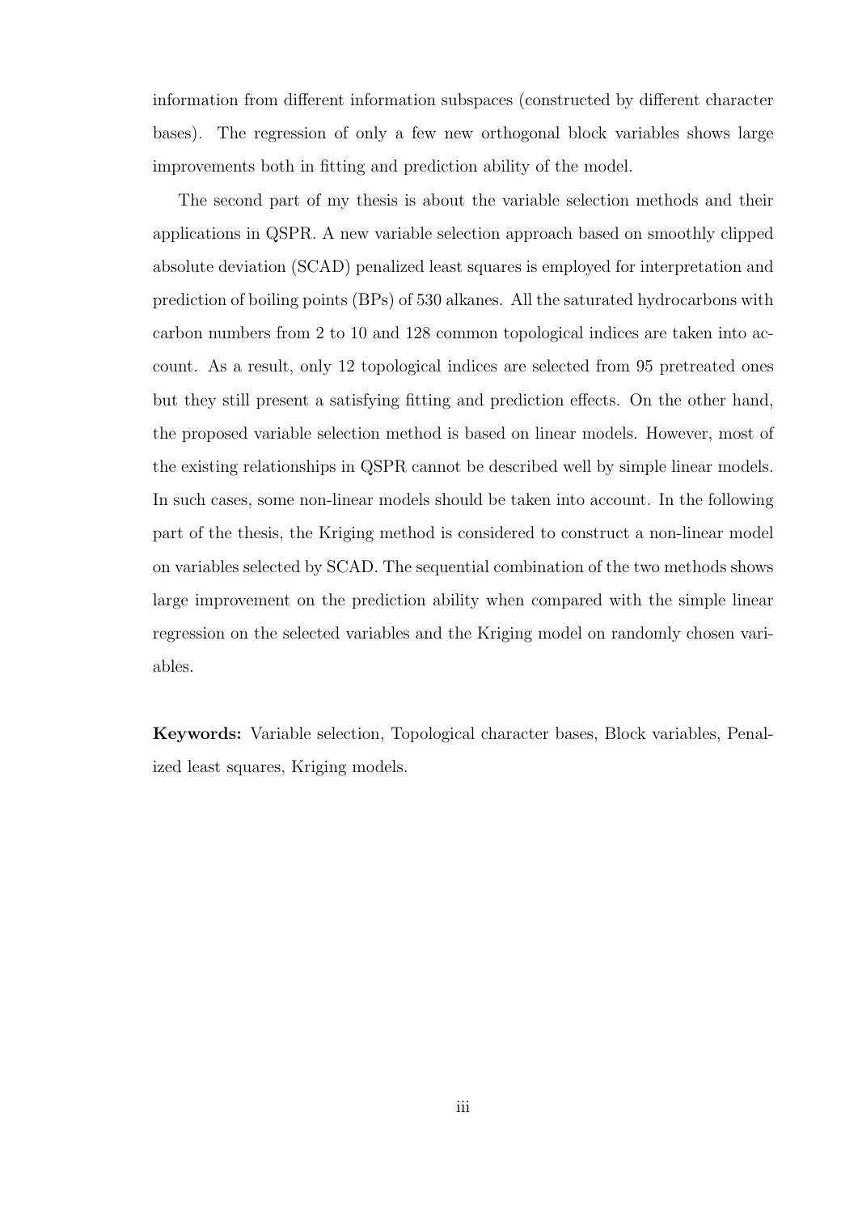information from different information subspaces (constructed by different character bases). The regression of only a few new orthogonal block variables shows large improvements both in fitting and prediction ability of the model.

The second part of my thesis is about the variable selection methods and their applications in QSPR. A new variable selection approach based on smoothly clipped absolute deviation (SCAD) penalized least squares is employed for interpretation and prediction of boiling points (BPs) of 530 alkanes. All the saturated hydrocarbons with carbon numbers from 2 to 10 and 128 common topological indices are taken into account. As a result, only 12 topological indices are selected from 95 pretreated ones but they still present a satisfying fitting and prediction effects. On the other hand, the proposed variable selection method is based on linear models. However, most of the existing relationships in QSPR cannot be described well by simple linear models. In such cases, some non-linear models should be taken into account. In the following part of the thesis, the Kriging method is considered to construct a non-linear model on variables selected by SCAD. The sequential combination of the two methods shows large improvement on the prediction ability when compared with the simple linear regression on the selected variables and the Kriging model on randomly chosen variables.

**Keywords:** Variable selection, Topological character bases, Block variables, Penalized least squares, Kriging models.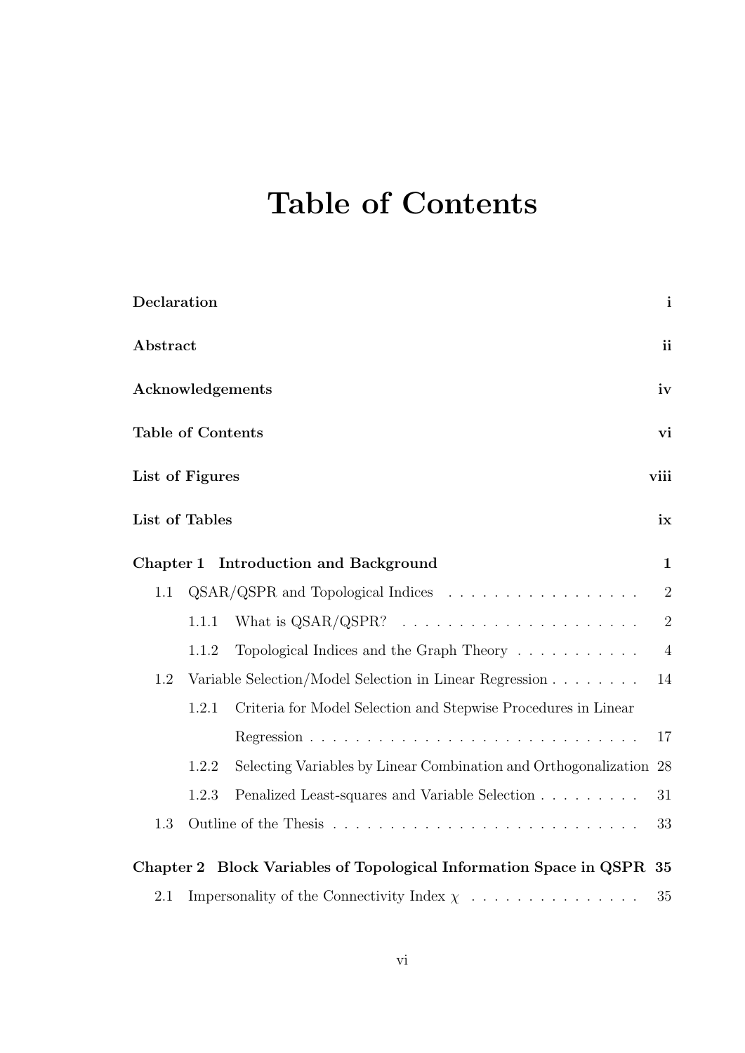# Table of Contents

**Declaration** **i**

**Abstract** **ii**

**Acknowledgements** **iv**

**Table of Contents** **vi**

**List of Figures** **viii**

**List of Tables** **ix**

**Chapter 1 Introduction and Background** **1**

- 1.1 QSAR/QSPR and Topological Indices . . . . . . . . . . . . . . . . . 2
  - 1.1.1 What is QSAR/QSPR? . . . . . . . . . . . . . . . . . . . . . 2
  - 1.1.2 Topological Indices and the Graph Theory . . . . . . . . . . . 4
- 1.2 Variable Selection/Model Selection in Linear Regression . . . . . . . . 14
  - 1.2.1 Criteria for Model Selection and Stepwise Procedures in Linear Regression . . . . . . . . . . . . . . . . . . . . . . . . . . . . 17
  - 1.2.2 Selecting Variables by Linear Combination and Orthogonalization 28
  - 1.2.3 Penalized Least-squares and Variable Selection . . . . . . . . . 31
- 1.3 Outline of the Thesis . . . . . . . . . . . . . . . . . . . . . . . . . . 33

**Chapter 2 Block Variables of Topological Information Space in QSPR** **35**

- 2.1 Impersonality of the Connectivity Index $\chi$ . . . . . . . . . . . . . . . 35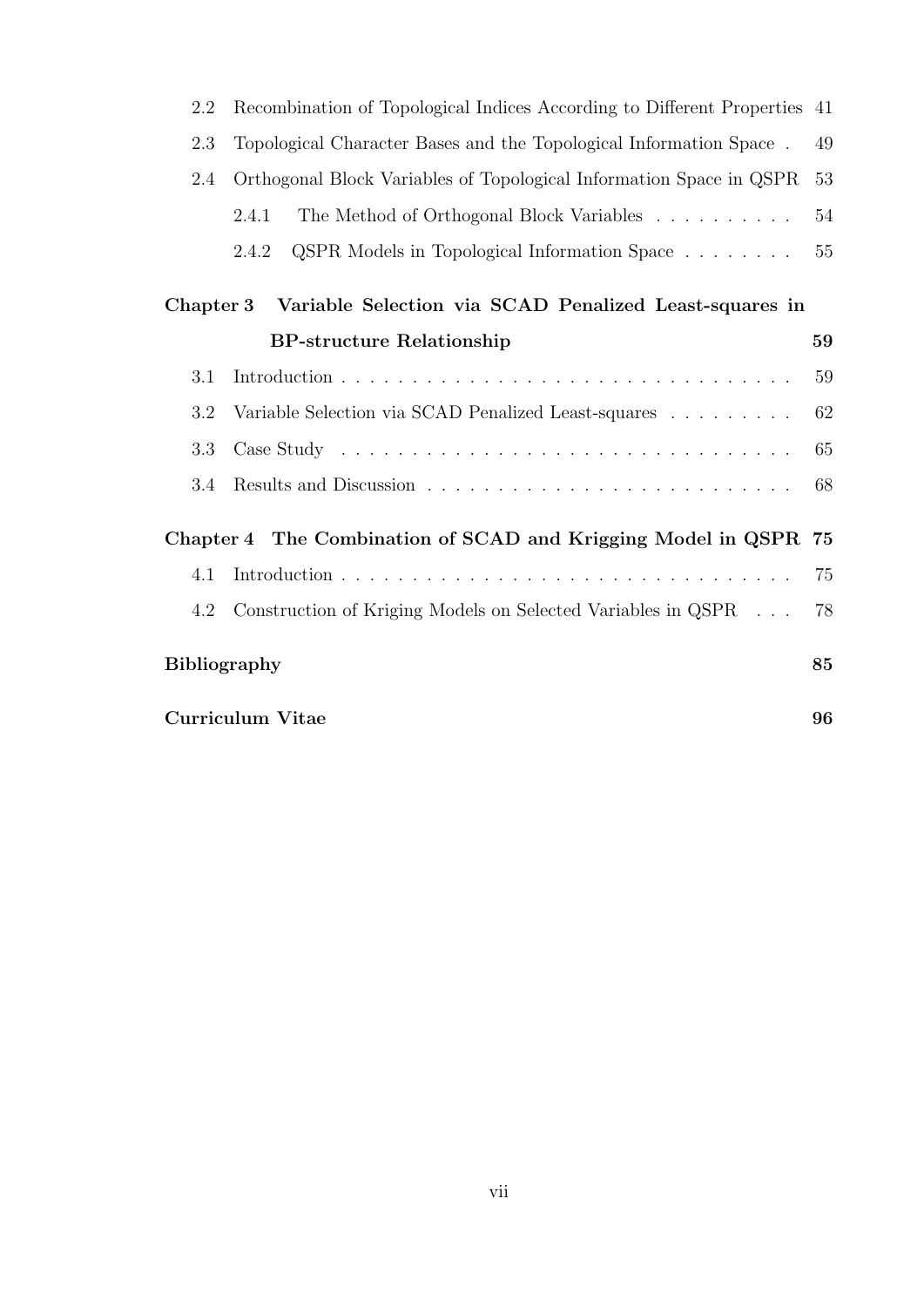2.2 Recombination of Topological Indices According to Different Properties 41

2.3 Topological Character Bases and the Topological Information Space . 49

2.4 Orthogonal Block Variables of Topological Information Space in QSPR 53

  2.4.1 The Method of Orthogonal Block Variables . . . . . . . . . . . 54

  2.4.2 QSPR Models in Topological Information Space . . . . . . . . 55

**Chapter 3 Variable Selection via SCAD Penalized Least-squares in BP-structure Relationship 59**

3.1 Introduction . . . . . . . . . . . . . . . . . . . . . . . . . . . . . . . . 59

3.2 Variable Selection via SCAD Penalized Least-squares . . . . . . . . . 62

3.3 Case Study . . . . . . . . . . . . . . . . . . . . . . . . . . . . . . . . 65

3.4 Results and Discussion . . . . . . . . . . . . . . . . . . . . . . . . . . 68

**Chapter 4 The Combination of SCAD and Krigging Model in QSPR 75**

4.1 Introduction . . . . . . . . . . . . . . . . . . . . . . . . . . . . . . . . 75

4.2 Construction of Kriging Models on Selected Variables in QSPR . . . 78

**Bibliography 85**

**Curriculum Vitae 96**